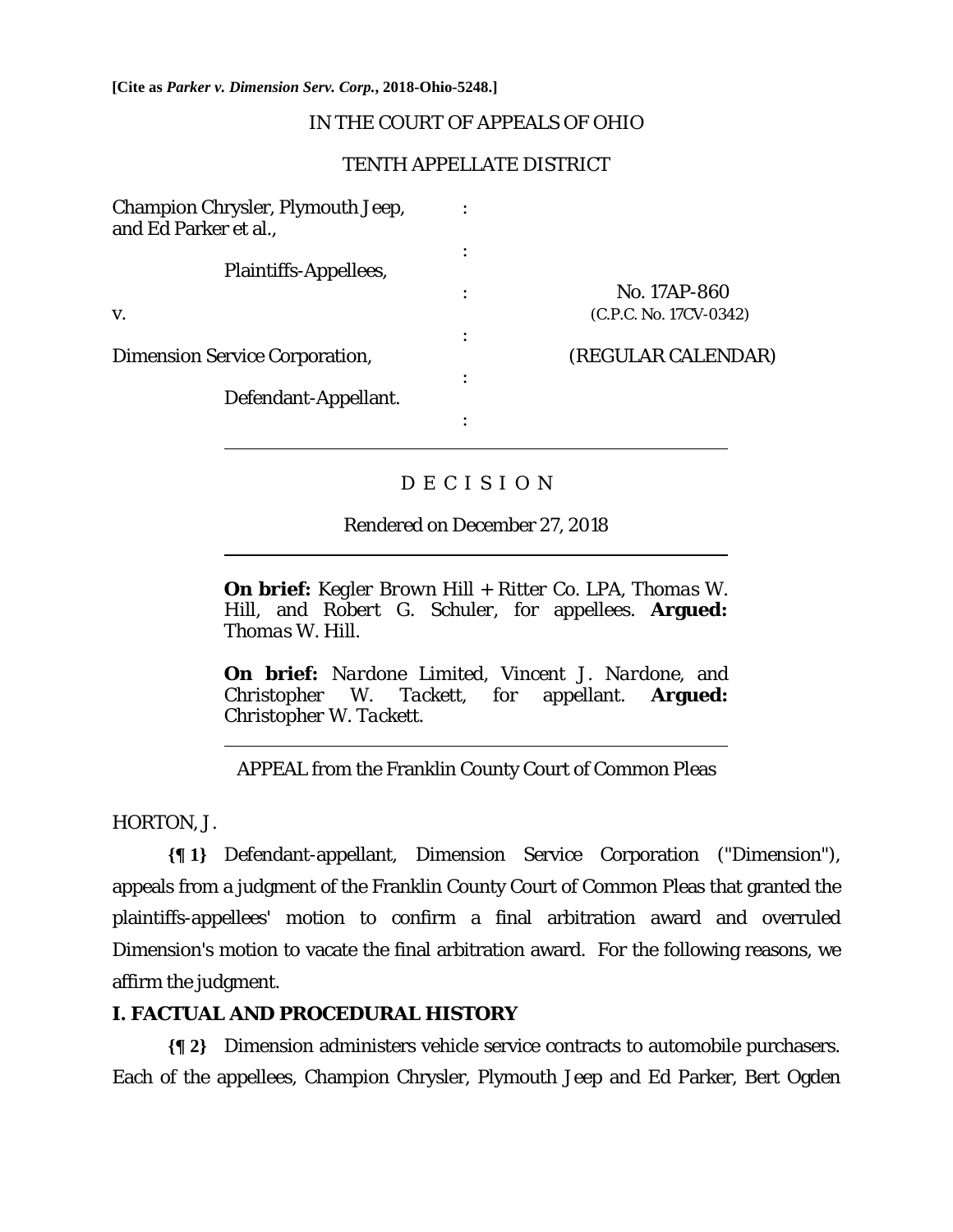**[Cite as *Parker v. Dimension Serv. Corp.*, 2018-Ohio-5248.]**

IN THE COURT OF APPEALS OF OHIO

TENTH APPELLATE DISTRICT

| | | |
|---|---|---|
| Champion Chrysler, Plymouth Jeep, and Ed Parker et al., | : | |
| Plaintiffs-Appellees, | : | |
| | : | No. 17AP-860 |
| v. | | (C.P.C. No. 17CV-0342) |
| | : | |
| Dimension Service Corporation, | | (REGULAR CALENDAR) |
| | : | |
| Defendant-Appellant. | | |
| | : | |

D E C I S I O N

Rendered on December 27, 2018

**On brief:** *Kegler Brown Hill + Ritter Co. LPA, Thomas W. Hill*, and *Robert G. Schuler*, for appellees. **Argued:** *Thomas W. Hill.*

**On brief:** *Nardone Limited, Vincent J. Nardone*, and *Christopher W. Tackett*, for appellant. **Argued:** *Christopher W. Tackett.*

APPEAL from the Franklin County Court of Common Pleas

HORTON, J.

**{¶ 1}** Defendant-appellant, Dimension Service Corporation ("Dimension"), appeals from a judgment of the Franklin County Court of Common Pleas that granted the plaintiffs-appellees' motion to confirm a final arbitration award and overruled Dimension's motion to vacate the final arbitration award. For the following reasons, we affirm the judgment.

## I. FACTUAL AND PROCEDURAL HISTORY

**{¶ 2}** Dimension administers vehicle service contracts to automobile purchasers. Each of the appellees, Champion Chrysler, Plymouth Jeep and Ed Parker, Bert Ogden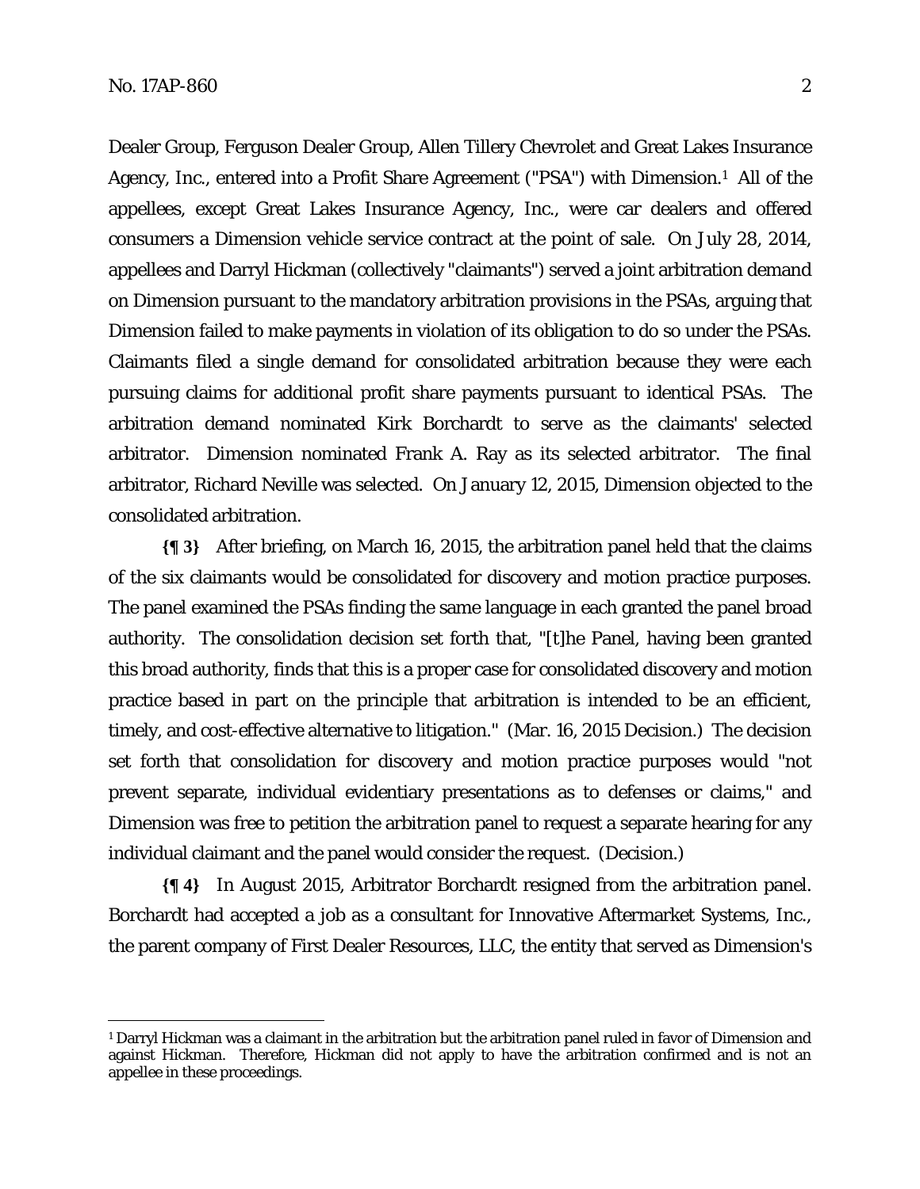Dealer Group, Ferguson Dealer Group, Allen Tillery Chevrolet and Great Lakes Insurance Agency, Inc., entered into a Profit Share Agreement ("PSA") with Dimension.[1] All of the appellees, except Great Lakes Insurance Agency, Inc., were car dealers and offered consumers a Dimension vehicle service contract at the point of sale. On July 28, 2014, appellees and Darryl Hickman (collectively "claimants") served a joint arbitration demand on Dimension pursuant to the mandatory arbitration provisions in the PSAs, arguing that Dimension failed to make payments in violation of its obligation to do so under the PSAs. Claimants filed a single demand for consolidated arbitration because they were each pursuing claims for additional profit share payments pursuant to identical PSAs. The arbitration demand nominated Kirk Borchardt to serve as the claimants' selected arbitrator. Dimension nominated Frank A. Ray as its selected arbitrator. The final arbitrator, Richard Neville was selected. On January 12, 2015, Dimension objected to the consolidated arbitration.

**{¶ 3}** After briefing, on March 16, 2015, the arbitration panel held that the claims of the six claimants would be consolidated for discovery and motion practice purposes. The panel examined the PSAs finding the same language in each granted the panel broad authority. The consolidation decision set forth that, "[t]he Panel, having been granted this broad authority, finds that this is a proper case for consolidated discovery and motion practice based in part on the principle that arbitration is intended to be an efficient, timely, and cost-effective alternative to litigation." (Mar. 16, 2015 Decision.) The decision set forth that consolidation for discovery and motion practice purposes would "not prevent separate, individual evidentiary presentations as to defenses or claims," and Dimension was free to petition the arbitration panel to request a separate hearing for any individual claimant and the panel would consider the request. (Decision.)

**{¶ 4}** In August 2015, Arbitrator Borchardt resigned from the arbitration panel. Borchardt had accepted a job as a consultant for Innovative Aftermarket Systems, Inc., the parent company of First Dealer Resources, LLC, the entity that served as Dimension's

---

[1] Darryl Hickman was a claimant in the arbitration but the arbitration panel ruled in favor of Dimension and against Hickman. Therefore, Hickman did not apply to have the arbitration confirmed and is not an appellee in these proceedings.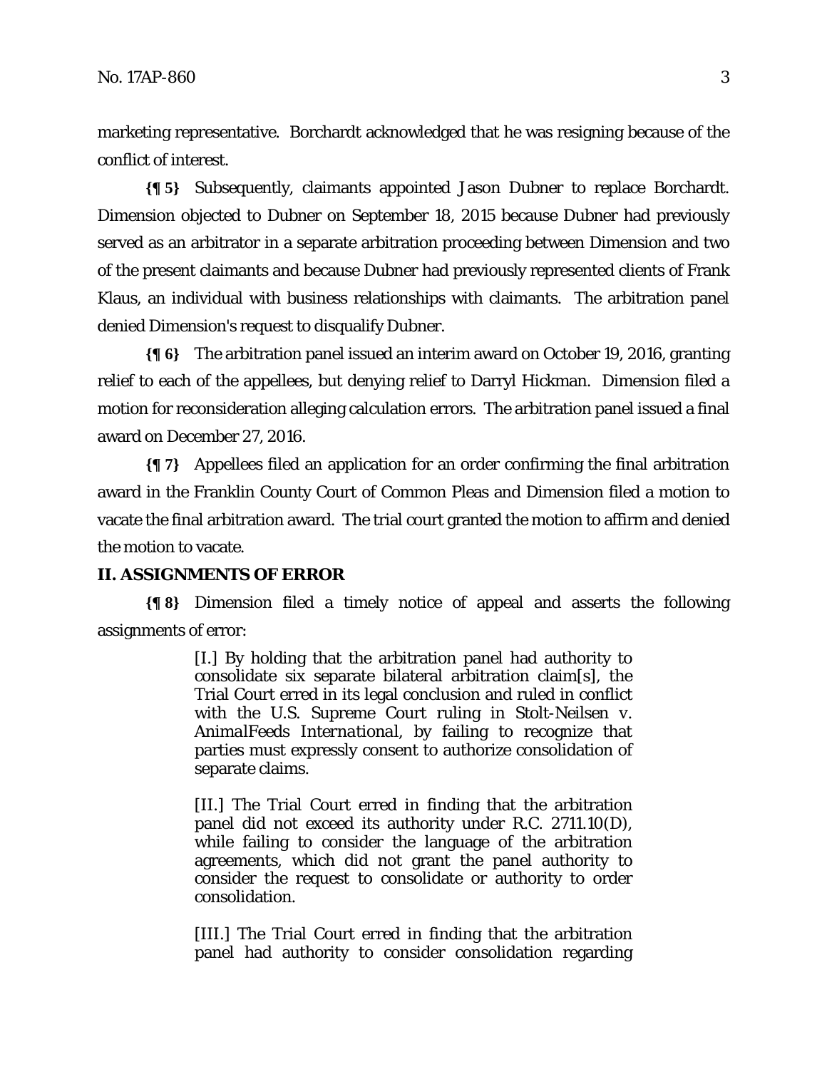marketing representative. Borchardt acknowledged that he was resigning because of the conflict of interest.

**{¶ 5}** Subsequently, claimants appointed Jason Dubner to replace Borchardt. Dimension objected to Dubner on September 18, 2015 because Dubner had previously served as an arbitrator in a separate arbitration proceeding between Dimension and two of the present claimants and because Dubner had previously represented clients of Frank Klaus, an individual with business relationships with claimants. The arbitration panel denied Dimension's request to disqualify Dubner.

**{¶ 6}** The arbitration panel issued an interim award on October 19, 2016, granting relief to each of the appellees, but denying relief to Darryl Hickman. Dimension filed a motion for reconsideration alleging calculation errors. The arbitration panel issued a final award on December 27, 2016.

**{¶ 7}** Appellees filed an application for an order confirming the final arbitration award in the Franklin County Court of Common Pleas and Dimension filed a motion to vacate the final arbitration award. The trial court granted the motion to affirm and denied the motion to vacate.

## II. ASSIGNMENTS OF ERROR

**{¶ 8}** Dimension filed a timely notice of appeal and asserts the following assignments of error:

> [I.] By holding that the arbitration panel had authority to consolidate six separate bilateral arbitration claim[s], the Trial Court erred in its legal conclusion and ruled in conflict with the U.S. Supreme Court ruling in *Stolt-Neilsen v. AnimalFeeds International*, by failing to recognize that parties must expressly consent to authorize consolidation of separate claims.
>
> [II.] The Trial Court erred in finding that the arbitration panel did not exceed its authority under R.C. 2711.10(D), while failing to consider the language of the arbitration agreements, which did not grant the panel authority to consider the request to consolidate or authority to order consolidation.
>
> [III.] The Trial Court erred in finding that the arbitration panel had authority to consider consolidation regarding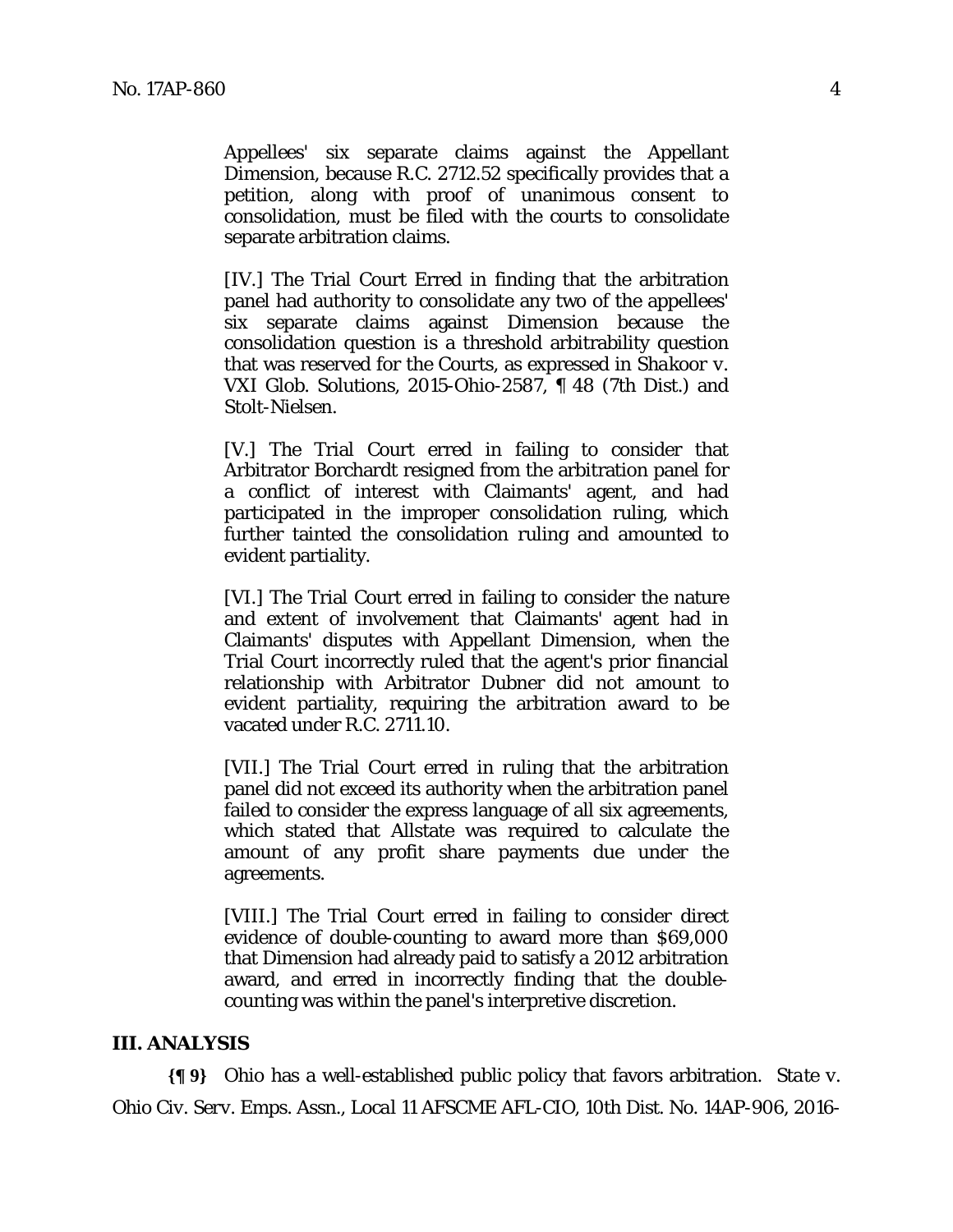Appellees' six separate claims against the Appellant Dimension, because R.C. 2712.52 specifically provides that a petition, along with proof of unanimous consent to consolidation, must be filed with the courts to consolidate separate arbitration claims.

> [IV.] The Trial Court Erred in finding that the arbitration panel had authority to consolidate any two of the appellees' six separate claims against Dimension because the consolidation question is a threshold arbitrability question that was reserved for the Courts, as expressed in *Shakoor v. VXI Glob. Solutions*, 2015-Ohio-2587, ¶ 48 (7th Dist.) and *Stolt-Nielsen*.
>
> [V.] The Trial Court erred in failing to consider that Arbitrator Borchardt resigned from the arbitration panel for a conflict of interest with Claimants' agent, and had participated in the improper consolidation ruling, which further tainted the consolidation ruling and amounted to evident partiality.
>
> [VI.] The Trial Court erred in failing to consider the nature and extent of involvement that Claimants' agent had in Claimants' disputes with Appellant Dimension, when the Trial Court incorrectly ruled that the agent's prior financial relationship with Arbitrator Dubner did not amount to evident partiality, requiring the arbitration award to be vacated under R.C. 2711.10.
>
> [VII.] The Trial Court erred in ruling that the arbitration panel did not exceed its authority when the arbitration panel failed to consider the express language of all six agreements, which stated that Allstate was required to calculate the amount of any profit share payments due under the agreements.
>
> [VIII.] The Trial Court erred in failing to consider direct evidence of double-counting to award more than $69,000 that Dimension had already paid to satisfy a 2012 arbitration award, and erred in incorrectly finding that the double-counting was within the panel's interpretive discretion.

## III. ANALYSIS

**{¶ 9}** Ohio has a well-established public policy that favors arbitration. *State v. Ohio Civ. Serv. Emps. Assn., Local 11 AFSCME AFL-CIO*, 10th Dist. No. 14AP-906, 2016-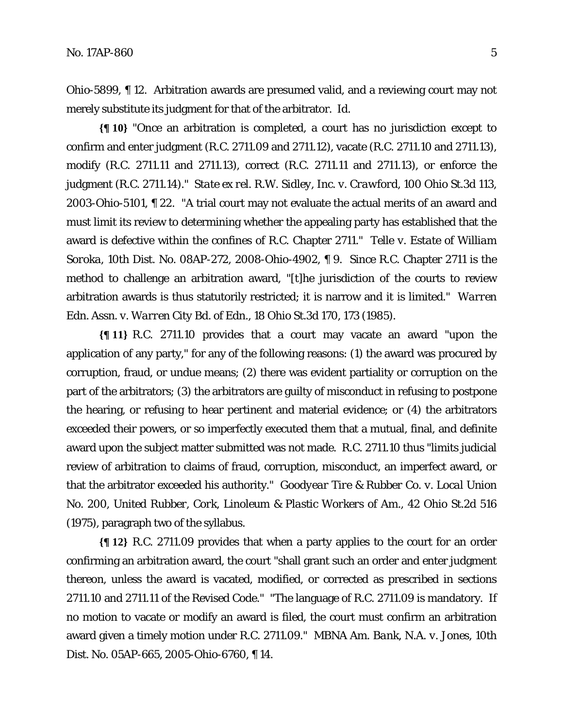Ohio-5899, ¶ 12. Arbitration awards are presumed valid, and a reviewing court may not merely substitute its judgment for that of the arbitrator. *Id.*

**{¶ 10}** "Once an arbitration is completed, a court has no jurisdiction except to confirm and enter judgment (R.C. 2711.09 and 2711.12), vacate (R.C. 2711.10 and 2711.13), modify (R.C. 2711.11 and 2711.13), correct (R.C. 2711.11 and 2711.13), or enforce the judgment (R.C. 2711.14)." *State ex rel. R.W. Sidley, Inc. v. Crawford*, 100 Ohio St.3d 113, 2003-Ohio-5101, ¶ 22. "A trial court may not evaluate the actual merits of an award and must limit its review to determining whether the appealing party has established that the award is defective within the confines of R.C. Chapter 2711." *Telle v. Estate of William Soroka*, 10th Dist. No. 08AP-272, 2008-Ohio-4902, ¶ 9. Since R.C. Chapter 2711 is the method to challenge an arbitration award, "[t]he jurisdiction of the courts to review arbitration awards is thus statutorily restricted; it is narrow and it is limited." *Warren Edn. Assn. v. Warren City Bd. of Edn.*, 18 Ohio St.3d 170, 173 (1985).

**{¶ 11}** R.C. 2711.10 provides that a court may vacate an award "upon the application of any party," for any of the following reasons: (1) the award was procured by corruption, fraud, or undue means; (2) there was evident partiality or corruption on the part of the arbitrators; (3) the arbitrators are guilty of misconduct in refusing to postpone the hearing, or refusing to hear pertinent and material evidence; or (4) the arbitrators exceeded their powers, or so imperfectly executed them that a mutual, final, and definite award upon the subject matter submitted was not made. R.C. 2711.10 thus "limits judicial review of arbitration to claims of fraud, corruption, misconduct, an imperfect award, or that the arbitrator exceeded his authority." *Goodyear Tire & Rubber Co. v. Local Union No. 200, United Rubber, Cork, Linoleum & Plastic Workers of Am.*, 42 Ohio St.2d 516 (1975), paragraph two of the syllabus.

**{¶ 12}** R.C. 2711.09 provides that when a party applies to the court for an order confirming an arbitration award, the court "shall grant such an order and enter judgment thereon, unless the award is vacated, modified, or corrected as prescribed in sections 2711.10 and 2711.11 of the Revised Code." "The language of R.C. 2711.09 is mandatory. If no motion to vacate or modify an award is filed, the court must confirm an arbitration award given a timely motion under R.C. 2711.09." *MBNA Am. Bank, N.A. v. Jones*, 10th Dist. No. 05AP-665, 2005-Ohio-6760, ¶ 14.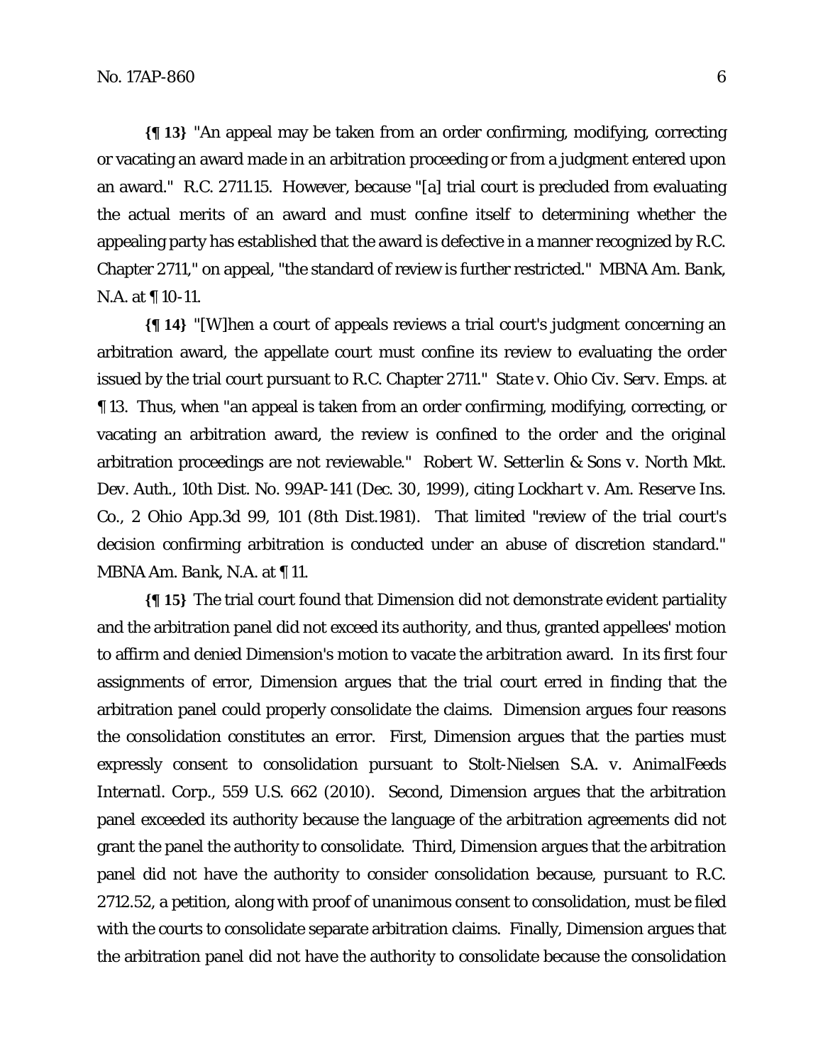**{¶ 13}** "An appeal may be taken from an order confirming, modifying, correcting or vacating an award made in an arbitration proceeding or from a judgment entered upon an award." R.C. 2711.15. However, because "[a] trial court is precluded from evaluating the actual merits of an award and must confine itself to determining whether the appealing party has established that the award is defective in a manner recognized by R.C. Chapter 2711," on appeal, "the standard of review is further restricted." *MBNA Am. Bank, N.A.* at ¶ 10-11.

**{¶ 14}** "[W]hen a court of appeals reviews a trial court's judgment concerning an arbitration award, the appellate court must confine its review to evaluating the order issued by the trial court pursuant to R.C. Chapter 2711." *State v. Ohio Civ. Serv. Emps.* at ¶ 13. Thus, when "an appeal is taken from an order confirming, modifying, correcting, or vacating an arbitration award, the review is confined to the order and the original arbitration proceedings are not reviewable." *Robert W. Setterlin & Sons v. North Mkt. Dev. Auth.*, 10th Dist. No. 99AP-141 (Dec. 30, 1999), citing *Lockhart v. Am. Reserve Ins. Co.*, 2 Ohio App.3d 99, 101 (8th Dist.1981). That limited "review of the trial court's decision confirming arbitration is conducted under an abuse of discretion standard." *MBNA Am. Bank, N.A.* at ¶ 11.

**{¶ 15}** The trial court found that Dimension did not demonstrate evident partiality and the arbitration panel did not exceed its authority, and thus, granted appellees' motion to affirm and denied Dimension's motion to vacate the arbitration award. In its first four assignments of error, Dimension argues that the trial court erred in finding that the arbitration panel could properly consolidate the claims. Dimension argues four reasons the consolidation constitutes an error. First, Dimension argues that the parties must expressly consent to consolidation pursuant to *Stolt-Nielsen S.A. v. AnimalFeeds Internatl. Corp.*, 559 U.S. 662 (2010). Second, Dimension argues that the arbitration panel exceeded its authority because the language of the arbitration agreements did not grant the panel the authority to consolidate. Third, Dimension argues that the arbitration panel did not have the authority to consider consolidation because, pursuant to R.C. 2712.52, a petition, along with proof of unanimous consent to consolidation, must be filed with the courts to consolidate separate arbitration claims. Finally, Dimension argues that the arbitration panel did not have the authority to consolidate because the consolidation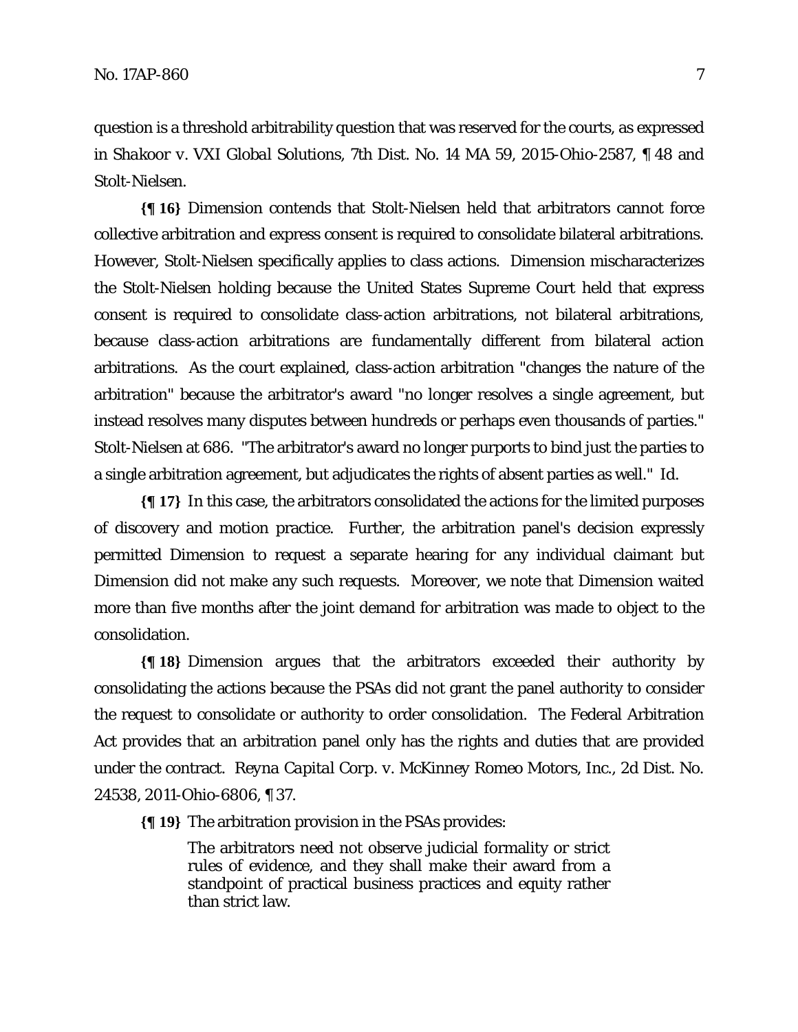question is a threshold arbitrability question that was reserved for the courts, as expressed in *Shakoor v. VXI Global Solutions*, 7th Dist. No. 14 MA 59, 2015-Ohio-2587, ¶ 48 and Stolt-Nielsen.

**{¶ 16}** Dimension contends that Stolt-Nielsen held that arbitrators cannot force collective arbitration and express consent is required to consolidate bilateral arbitrations. However, Stolt-Nielsen specifically applies to class actions. Dimension mischaracterizes the Stolt-Nielsen holding because the United States Supreme Court held that express consent is required to consolidate class-action arbitrations, not bilateral arbitrations, because class-action arbitrations are fundamentally different from bilateral action arbitrations. As the court explained, class-action arbitration "changes the nature of the arbitration" because the arbitrator's award "no longer resolves a single agreement, but instead resolves many disputes between hundreds or perhaps even thousands of parties." Stolt-Nielsen at 686. "The arbitrator's award no longer purports to bind just the parties to a single arbitration agreement, but adjudicates the rights of absent parties as well." *Id.*

**{¶ 17}** In this case, the arbitrators consolidated the actions for the limited purposes of discovery and motion practice. Further, the arbitration panel's decision expressly permitted Dimension to request a separate hearing for any individual claimant but Dimension did not make any such requests. Moreover, we note that Dimension waited more than five months after the joint demand for arbitration was made to object to the consolidation.

**{¶ 18}** Dimension argues that the arbitrators exceeded their authority by consolidating the actions because the PSAs did not grant the panel authority to consider the request to consolidate or authority to order consolidation. The Federal Arbitration Act provides that an arbitration panel only has the rights and duties that are provided under the contract. *Reyna Capital Corp. v. McKinney Romeo Motors, Inc.*, 2d Dist. No. 24538, 2011-Ohio-6806, ¶ 37.

**{¶ 19}** The arbitration provision in the PSAs provides:

> The arbitrators need not observe judicial formality or strict rules of evidence, and they shall make their award from a standpoint of practical business practices and equity rather than strict law.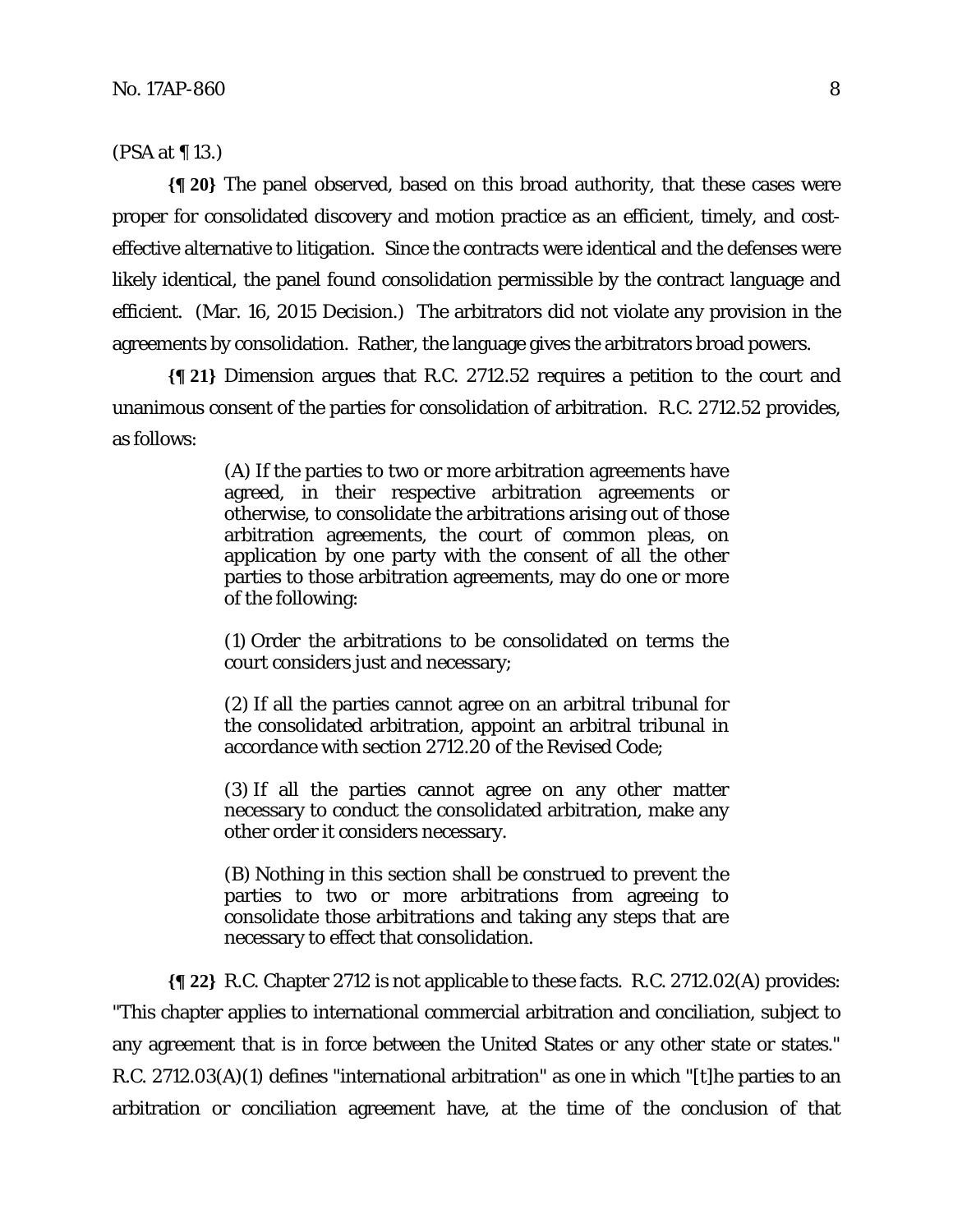(PSA at ¶ 13.)

**{¶ 20}** The panel observed, based on this broad authority, that these cases were proper for consolidated discovery and motion practice as an efficient, timely, and cost-effective alternative to litigation. Since the contracts were identical and the defenses were likely identical, the panel found consolidation permissible by the contract language and efficient. (Mar. 16, 2015 Decision.) The arbitrators did not violate any provision in the agreements by consolidation. Rather, the language gives the arbitrators broad powers.

**{¶ 21}** Dimension argues that R.C. 2712.52 requires a petition to the court and unanimous consent of the parties for consolidation of arbitration. R.C. 2712.52 provides, as follows:

> (A) If the parties to two or more arbitration agreements have agreed, in their respective arbitration agreements or otherwise, to consolidate the arbitrations arising out of those arbitration agreements, the court of common pleas, on application by one party with the consent of all the other parties to those arbitration agreements, may do one or more of the following:
>
> (1) Order the arbitrations to be consolidated on terms the court considers just and necessary;
>
> (2) If all the parties cannot agree on an arbitral tribunal for the consolidated arbitration, appoint an arbitral tribunal in accordance with section 2712.20 of the Revised Code;
>
> (3) If all the parties cannot agree on any other matter necessary to conduct the consolidated arbitration, make any other order it considers necessary.
>
> (B) Nothing in this section shall be construed to prevent the parties to two or more arbitrations from agreeing to consolidate those arbitrations and taking any steps that are necessary to effect that consolidation.

**{¶ 22}** R.C. Chapter 2712 is not applicable to these facts. R.C. 2712.02(A) provides: "This chapter applies to international commercial arbitration and conciliation, subject to any agreement that is in force between the United States or any other state or states." R.C. 2712.03(A)(1) defines "international arbitration" as one in which "[t]he parties to an arbitration or conciliation agreement have, at the time of the conclusion of that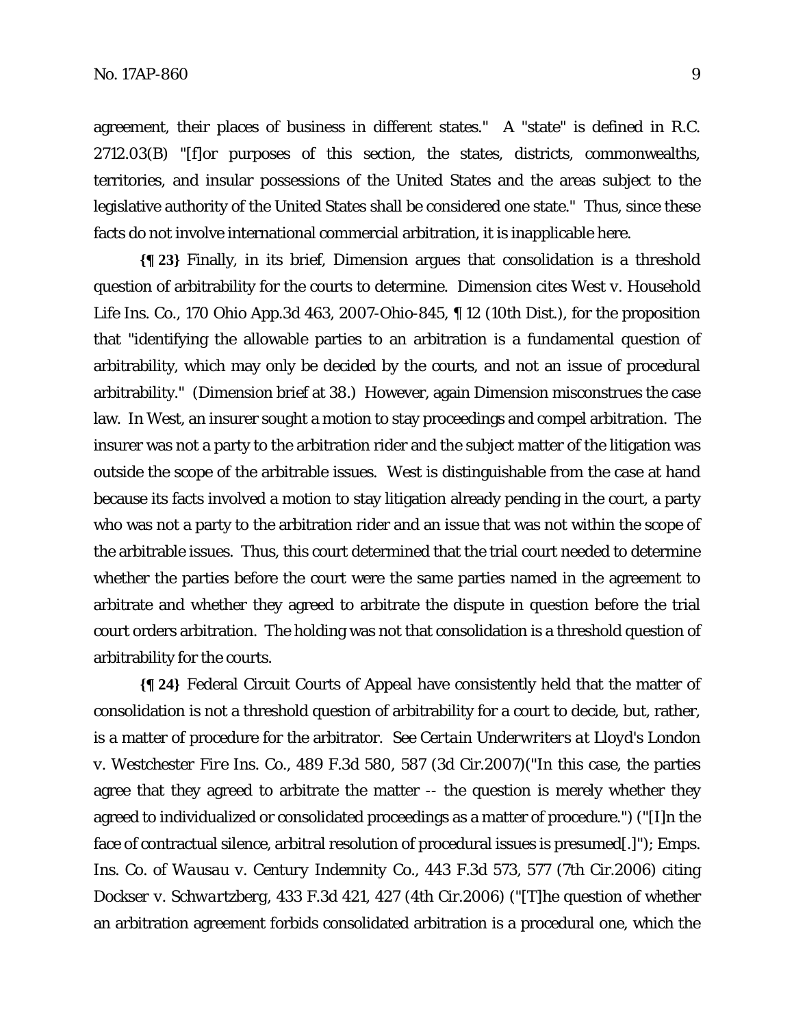agreement, their places of business in different states." A "state" is defined in R.C. 2712.03(B) "[f]or purposes of this section, the states, districts, commonwealths, territories, and insular possessions of the United States and the areas subject to the legislative authority of the United States shall be considered one state." Thus, since these facts do not involve international commercial arbitration, it is inapplicable here.

**{¶ 23}** Finally, in its brief, Dimension argues that consolidation is a threshold question of arbitrability for the courts to determine. Dimension cites *West v. Household Life Ins. Co.*, 170 Ohio App.3d 463, 2007-Ohio-845, ¶ 12 (10th Dist.), for the proposition that "identifying the allowable parties to an arbitration is a fundamental question of arbitrability, which may only be decided by the courts, and not an issue of procedural arbitrability." (Dimension brief at 38.) However, again Dimension misconstrues the case law. In *West*, an insurer sought a motion to stay proceedings and compel arbitration. The insurer was not a party to the arbitration rider and the subject matter of the litigation was outside the scope of the arbitrable issues. *West* is distinguishable from the case at hand because its facts involved a motion to stay litigation already pending in the court, a party who was not a party to the arbitration rider and an issue that was not within the scope of the arbitrable issues. Thus, this court determined that the trial court needed to determine whether the parties before the court were the same parties named in the agreement to arbitrate and whether they agreed to arbitrate the dispute in question before the trial court orders arbitration. The holding was not that consolidation is a threshold question of arbitrability for the courts.

**{¶ 24}** Federal Circuit Courts of Appeal have consistently held that the matter of consolidation is not a threshold question of arbitrability for a court to decide, but, rather, is a matter of procedure for the arbitrator. *See Certain Underwriters at Lloyd's London v. Westchester Fire Ins. Co.*, 489 F.3d 580, 587 (3d Cir.2007)("In this case, the parties agree that they agreed to arbitrate the matter -- the question is merely whether they agreed to individualized or consolidated proceedings as a matter of procedure.") ("[I]n the face of contractual silence, arbitral resolution of procedural issues is presumed[.]"); *Emps. Ins. Co. of Wausau v. Century Indemnity Co.*, 443 F.3d 573, 577 (7th Cir.2006) citing *Dockser v. Schwartzberg*, 433 F.3d 421, 427 (4th Cir.2006) ("[T]he question of whether an arbitration agreement forbids consolidated arbitration is a procedural one, which the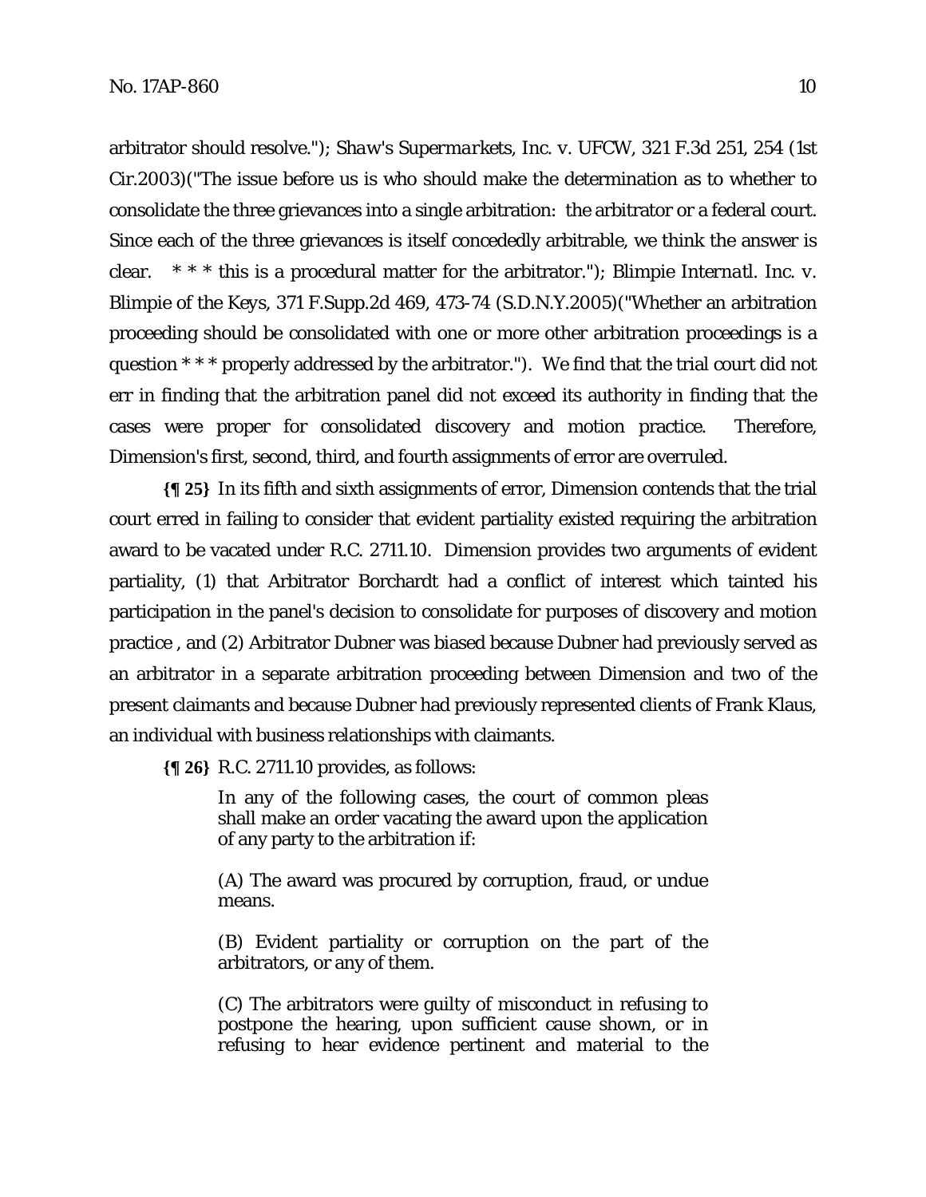arbitrator should resolve."); *Shaw's Supermarkets, Inc. v. UFCW*, 321 F.3d 251, 254 (1st Cir.2003)("The issue before us is who should make the determination as to whether to consolidate the three grievances into a single arbitration: the arbitrator or a federal court. Since each of the three grievances is itself concededly arbitrable, we think the answer is clear. * * * this is a procedural matter for the arbitrator."); *Blimpie Internatl. Inc. v. Blimpie of the Keys*, 371 F.Supp.2d 469, 473-74 (S.D.N.Y.2005)("Whether an arbitration proceeding should be consolidated with one or more other arbitration proceedings is a question * * * properly addressed by the arbitrator."). We find that the trial court did not err in finding that the arbitration panel did not exceed its authority in finding that the cases were proper for consolidated discovery and motion practice. Therefore, Dimension's first, second, third, and fourth assignments of error are overruled.

**{¶ 25}** In its fifth and sixth assignments of error, Dimension contends that the trial court erred in failing to consider that evident partiality existed requiring the arbitration award to be vacated under R.C. 2711.10. Dimension provides two arguments of evident partiality, (1) that Arbitrator Borchardt had a conflict of interest which tainted his participation in the panel's decision to consolidate for purposes of discovery and motion practice , and (2) Arbitrator Dubner was biased because Dubner had previously served as an arbitrator in a separate arbitration proceeding between Dimension and two of the present claimants and because Dubner had previously represented clients of Frank Klaus, an individual with business relationships with claimants.

**{¶ 26}** R.C. 2711.10 provides, as follows:

> In any of the following cases, the court of common pleas shall make an order vacating the award upon the application of any party to the arbitration if:
>
> (A) The award was procured by corruption, fraud, or undue means.
>
> (B) Evident partiality or corruption on the part of the arbitrators, or any of them.
>
> (C) The arbitrators were guilty of misconduct in refusing to postpone the hearing, upon sufficient cause shown, or in refusing to hear evidence pertinent and material to the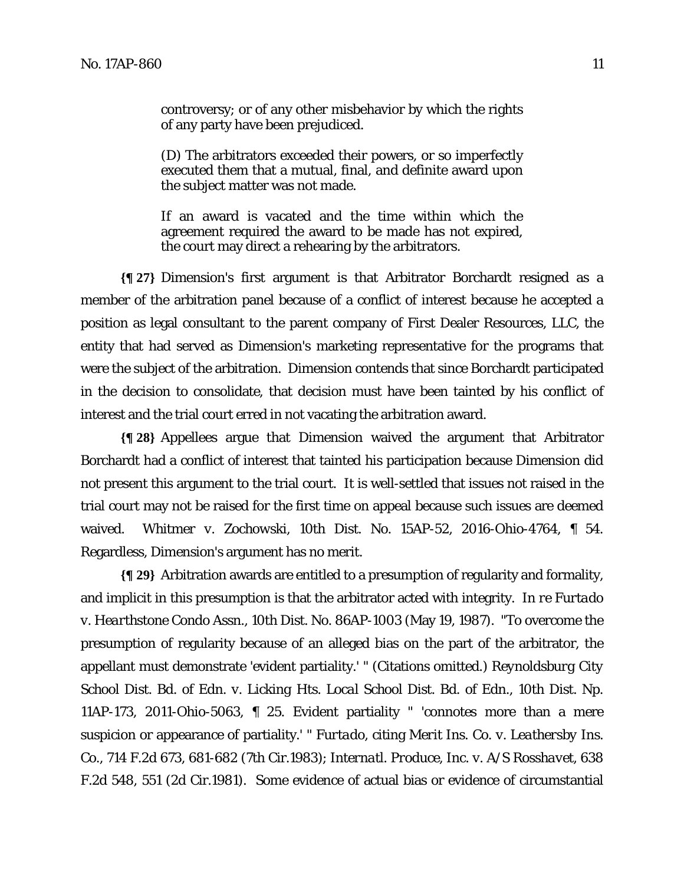> controversy; or of any other misbehavior by which the rights of any party have been prejudiced.
>
> (D) The arbitrators exceeded their powers, or so imperfectly executed them that a mutual, final, and definite award upon the subject matter was not made.
>
> If an award is vacated and the time within which the agreement required the award to be made has not expired, the court may direct a rehearing by the arbitrators.

**{¶ 27}** Dimension's first argument is that Arbitrator Borchardt resigned as a member of the arbitration panel because of a conflict of interest because he accepted a position as legal consultant to the parent company of First Dealer Resources, LLC, the entity that had served as Dimension's marketing representative for the programs that were the subject of the arbitration. Dimension contends that since Borchardt participated in the decision to consolidate, that decision must have been tainted by his conflict of interest and the trial court erred in not vacating the arbitration award.

**{¶ 28}** Appellees argue that Dimension waived the argument that Arbitrator Borchardt had a conflict of interest that tainted his participation because Dimension did not present this argument to the trial court. It is well-settled that issues not raised in the trial court may not be raised for the first time on appeal because such issues are deemed waived. *Whitmer v. Zochowski*, 10th Dist. No. 15AP-52, 2016-Ohio-4764, ¶ 54. Regardless, Dimension's argument has no merit.

**{¶ 29}** Arbitration awards are entitled to a presumption of regularity and formality, and implicit in this presumption is that the arbitrator acted with integrity. *In re Furtado v. Hearthstone Condo Assn.*, 10th Dist. No. 86AP-1003 (May 19, 1987). "To overcome the presumption of regularity because of an alleged bias on the part of the arbitrator, the appellant must demonstrate 'evident partiality.' " (Citations omitted.) *Reynoldsburg City School Dist. Bd. of Edn. v. Licking Hts. Local School Dist. Bd. of Edn.*, 10th Dist. Np. 11AP-173, 2011-Ohio-5063, ¶ 25. Evident partiality " 'connotes more than a mere suspicion or appearance of partiality.' " *Furtado*, citing *Merit Ins. Co. v. Leathersby Ins. Co.*, 714 F.2d 673, 681-682 (7th Cir.1983); *Internatl. Produce, Inc. v. A/S Rosshavet*, 638 F.2d 548, 551 (2d Cir.1981). Some evidence of actual bias or evidence of circumstantial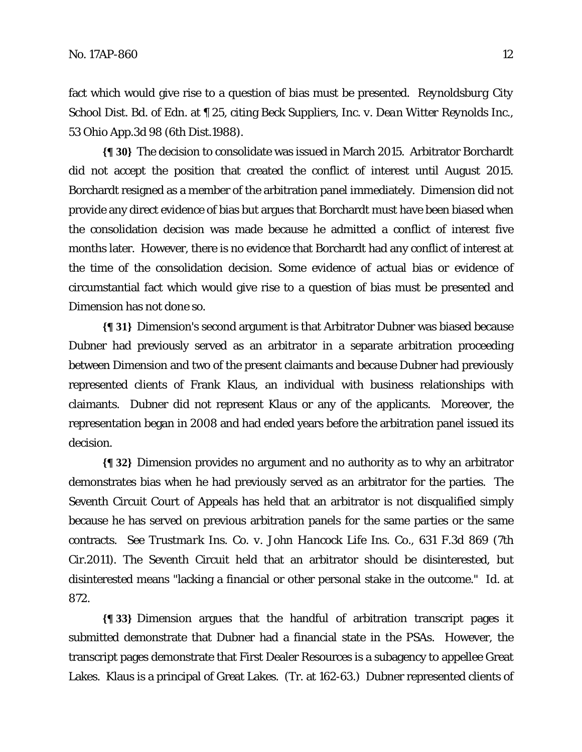fact which would give rise to a question of bias must be presented. *Reynoldsburg City School Dist. Bd. of Edn.* at ¶ 25, citing *Beck Suppliers, Inc. v. Dean Witter Reynolds Inc.*, 53 Ohio App.3d 98 (6th Dist.1988).

**{¶ 30}** The decision to consolidate was issued in March 2015. Arbitrator Borchardt did not accept the position that created the conflict of interest until August 2015. Borchardt resigned as a member of the arbitration panel immediately. Dimension did not provide any direct evidence of bias but argues that Borchardt must have been biased when the consolidation decision was made because he admitted a conflict of interest five months later. However, there is no evidence that Borchardt had any conflict of interest at the time of the consolidation decision. Some evidence of actual bias or evidence of circumstantial fact which would give rise to a question of bias must be presented and Dimension has not done so.

**{¶ 31}** Dimension's second argument is that Arbitrator Dubner was biased because Dubner had previously served as an arbitrator in a separate arbitration proceeding between Dimension and two of the present claimants and because Dubner had previously represented clients of Frank Klaus, an individual with business relationships with claimants. Dubner did not represent Klaus or any of the applicants. Moreover, the representation began in 2008 and had ended years before the arbitration panel issued its decision.

**{¶ 32}** Dimension provides no argument and no authority as to why an arbitrator demonstrates bias when he had previously served as an arbitrator for the parties. The Seventh Circuit Court of Appeals has held that an arbitrator is not disqualified simply because he has served on previous arbitration panels for the same parties or the same contracts. *See Trustmark Ins. Co. v. John Hancock Life Ins. Co.*, 631 F.3d 869 (7th Cir.2011). The Seventh Circuit held that an arbitrator should be disinterested, but disinterested means "lacking a financial or other personal stake in the outcome." *Id.* at 872.

**{¶ 33}** Dimension argues that the handful of arbitration transcript pages it submitted demonstrate that Dubner had a financial state in the PSAs. However, the transcript pages demonstrate that First Dealer Resources is a subagency to appellee Great Lakes. Klaus is a principal of Great Lakes. (Tr. at 162-63.) Dubner represented clients of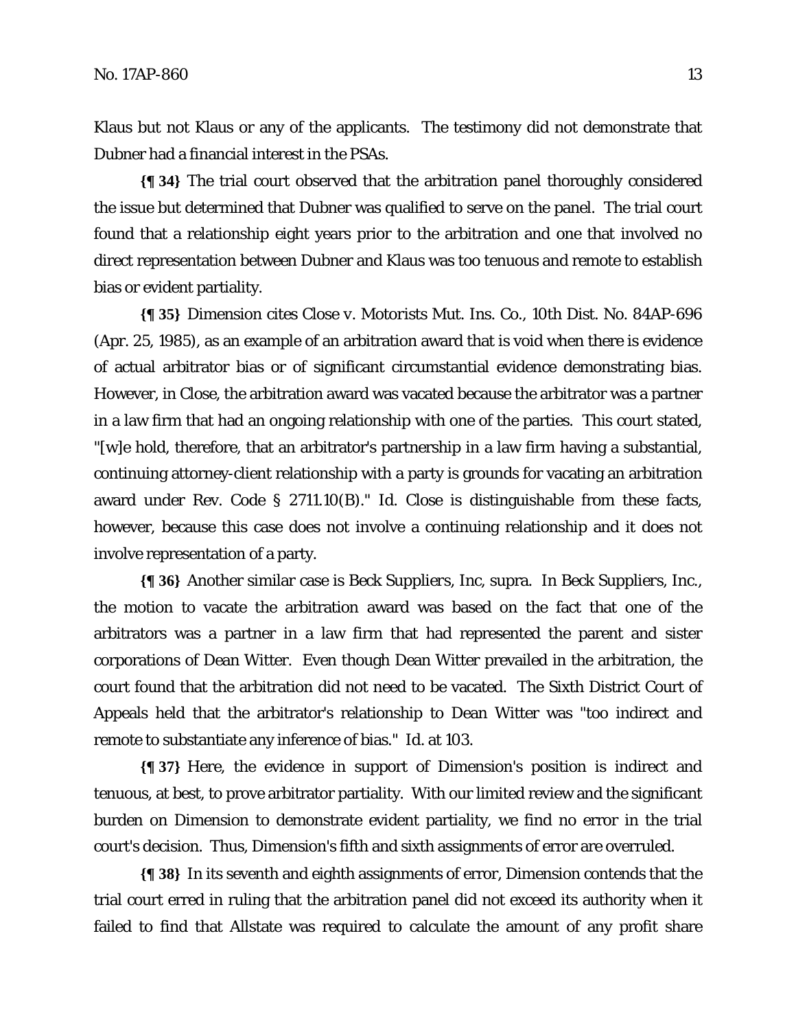Klaus but not Klaus or any of the applicants. The testimony did not demonstrate that Dubner had a financial interest in the PSAs.

**{¶ 34}** The trial court observed that the arbitration panel thoroughly considered the issue but determined that Dubner was qualified to serve on the panel. The trial court found that a relationship eight years prior to the arbitration and one that involved no direct representation between Dubner and Klaus was too tenuous and remote to establish bias or evident partiality.

**{¶ 35}** Dimension cites Close v. Motorists Mut. Ins. Co., 10th Dist. No. 84AP-696 (Apr. 25, 1985), as an example of an arbitration award that is void when there is evidence of actual arbitrator bias or of significant circumstantial evidence demonstrating bias. However, in Close, the arbitration award was vacated because the arbitrator was a partner in a law firm that had an ongoing relationship with one of the parties. This court stated, "[w]e hold, therefore, that an arbitrator's partnership in a law firm having a substantial, continuing attorney-client relationship with a party is grounds for vacating an arbitration award under Rev. Code § 2711.10(B)." Id. Close is distinguishable from these facts, however, because this case does not involve a continuing relationship and it does not involve representation of a party.

**{¶ 36}** Another similar case is Beck Suppliers, Inc, supra. In Beck Suppliers, Inc., the motion to vacate the arbitration award was based on the fact that one of the arbitrators was a partner in a law firm that had represented the parent and sister corporations of Dean Witter. Even though Dean Witter prevailed in the arbitration, the court found that the arbitration did not need to be vacated. The Sixth District Court of Appeals held that the arbitrator's relationship to Dean Witter was "too indirect and remote to substantiate any inference of bias." Id. at 103.

**{¶ 37}** Here, the evidence in support of Dimension's position is indirect and tenuous, at best, to prove arbitrator partiality. With our limited review and the significant burden on Dimension to demonstrate evident partiality, we find no error in the trial court's decision. Thus, Dimension's fifth and sixth assignments of error are overruled.

**{¶ 38}** In its seventh and eighth assignments of error, Dimension contends that the trial court erred in ruling that the arbitration panel did not exceed its authority when it failed to find that Allstate was required to calculate the amount of any profit share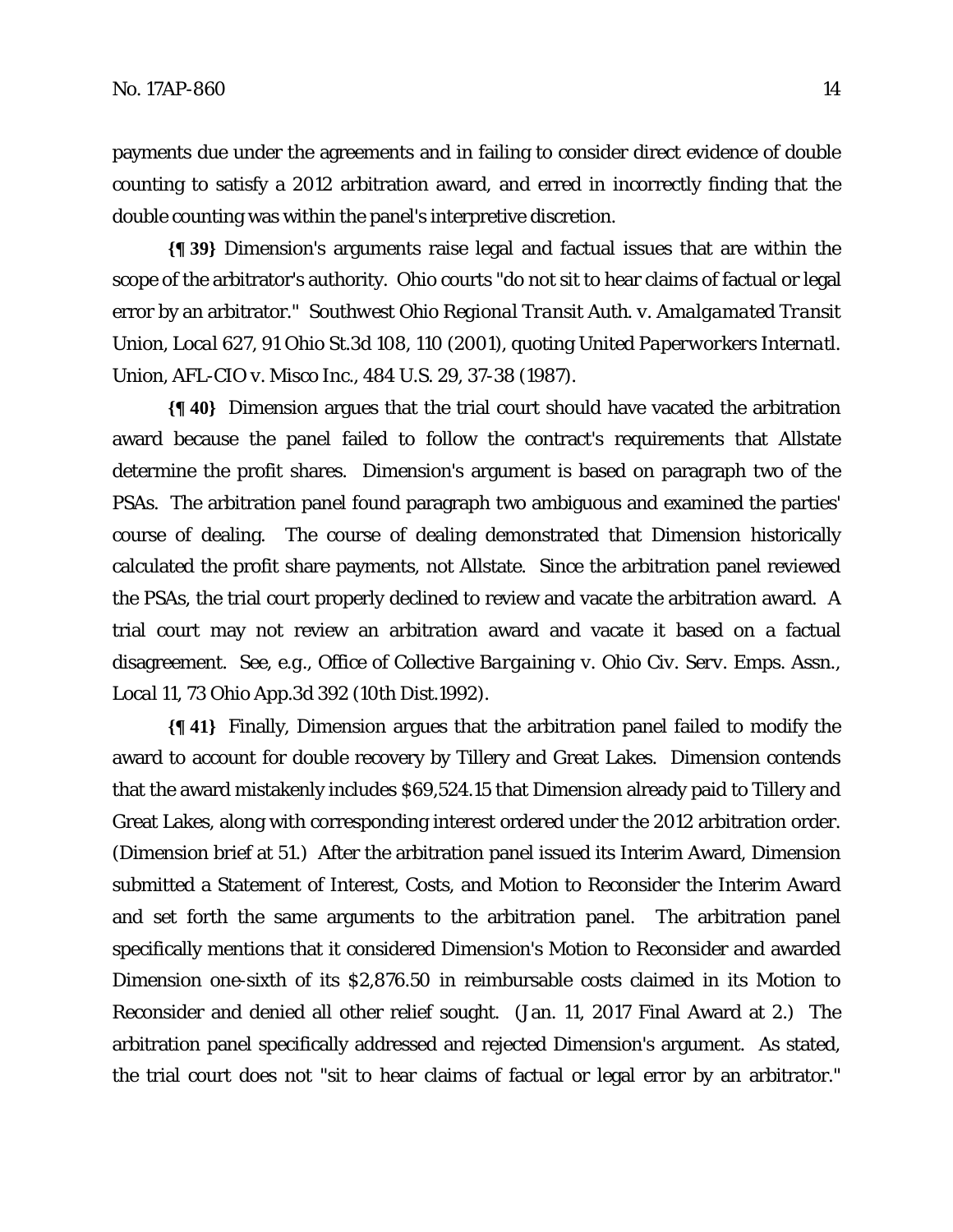payments due under the agreements and in failing to consider direct evidence of double counting to satisfy a 2012 arbitration award, and erred in incorrectly finding that the double counting was within the panel's interpretive discretion.

**{¶ 39}** Dimension's arguments raise legal and factual issues that are within the scope of the arbitrator's authority. Ohio courts "do not sit to hear claims of factual or legal error by an arbitrator." *Southwest Ohio Regional Transit Auth. v. Amalgamated Transit Union, Local 627*, 91 Ohio St.3d 108, 110 (2001), quoting *United Paperworkers Internatl. Union, AFL-CIO v. Misco Inc.*, 484 U.S. 29, 37-38 (1987).

**{¶ 40}** Dimension argues that the trial court should have vacated the arbitration award because the panel failed to follow the contract's requirements that Allstate determine the profit shares. Dimension's argument is based on paragraph two of the PSAs. The arbitration panel found paragraph two ambiguous and examined the parties' course of dealing. The course of dealing demonstrated that Dimension historically calculated the profit share payments, not Allstate. Since the arbitration panel reviewed the PSAs, the trial court properly declined to review and vacate the arbitration award. A trial court may not review an arbitration award and vacate it based on a factual disagreement. See, e.g., *Office of Collective Bargaining v. Ohio Civ. Serv. Emps. Assn., Local 11*, 73 Ohio App.3d 392 (10th Dist.1992).

**{¶ 41}** Finally, Dimension argues that the arbitration panel failed to modify the award to account for double recovery by Tillery and Great Lakes. Dimension contends that the award mistakenly includes $69,524.15 that Dimension already paid to Tillery and Great Lakes, along with corresponding interest ordered under the 2012 arbitration order. (Dimension brief at 51.) After the arbitration panel issued its Interim Award, Dimension submitted a Statement of Interest, Costs, and Motion to Reconsider the Interim Award and set forth the same arguments to the arbitration panel. The arbitration panel specifically mentions that it considered Dimension's Motion to Reconsider and awarded Dimension one-sixth of its $2,876.50 in reimbursable costs claimed in its Motion to Reconsider and denied all other relief sought. (Jan. 11, 2017 Final Award at 2.) The arbitration panel specifically addressed and rejected Dimension's argument. As stated, the trial court does not "sit to hear claims of factual or legal error by an arbitrator."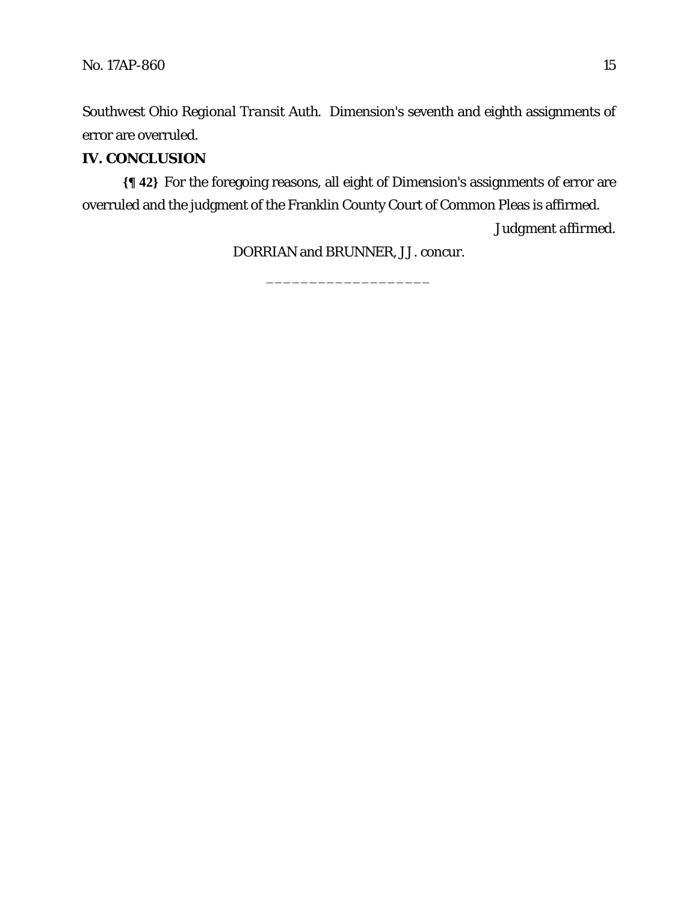*Southwest Ohio Regional Transit Auth.* Dimension's seventh and eighth assignments of error are overruled.

## IV. CONCLUSION

**{¶ 42}** For the foregoing reasons, all eight of Dimension's assignments of error are overruled and the judgment of the Franklin County Court of Common Pleas is affirmed.

*Judgment affirmed.*

DORRIAN and BRUNNER, JJ. concur.

___________________